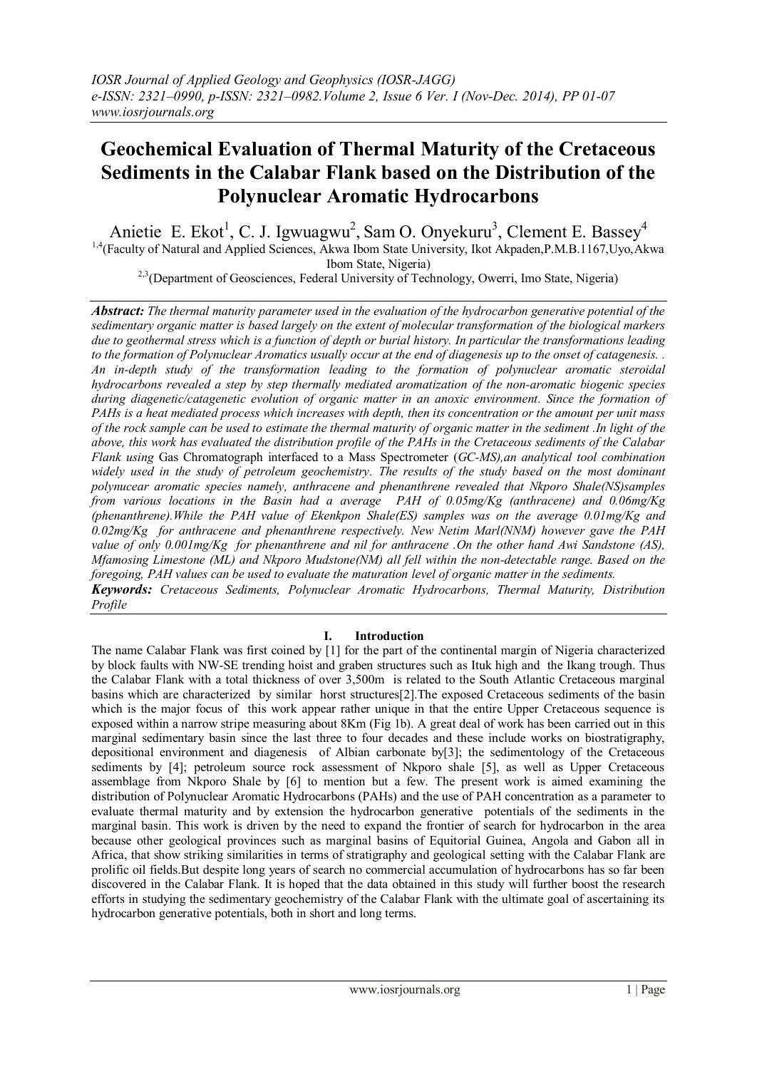# Geochemical Evaluation of Thermal Maturity of the Cretaceous Sediments in the Calabar Flank based on the Distribution of the Polynuclear Aromatic Hydrocarbons

Anietie E. Ekot[1], C. J. Igwuagwu[2], Sam O. Onyekuru[3], Clement E. Bassey[4]

[1,4](Faculty of Natural and Applied Sciences, Akwa Ibom State University, Ikot Akpaden,P.M.B.1167,Uyo,Akwa Ibom State, Nigeria)

[2,3](Department of Geosciences, Federal University of Technology, Owerri, Imo State, Nigeria)

***Abstract:*** *The thermal maturity parameter used in the evaluation of the hydrocarbon generative potential of the sedimentary organic matter is based largely on the extent of molecular transformation of the biological markers due to geothermal stress which is a function of depth or burial history. In particular the transformations leading to the formation of Polynuclear Aromatics usually occur at the end of diagenesis up to the onset of catagenesis. . An in-depth study of the transformation leading to the formation of polynuclear aromatic steroidal hydrocarbons revealed a step by step thermally mediated aromatization of the non-aromatic biogenic species during diagenetic/catagenetic evolution of organic matter in an anoxic environment. Since the formation of PAHs is a heat mediated process which increases with depth, then its concentration or the amount per unit mass of the rock sample can be used to estimate the thermal maturity of organic matter in the sediment .In light of the above, this work has evaluated the distribution profile of the PAHs in the Cretaceous sediments of the Calabar Flank using* Gas Chromatograph interfaced to a Mass Spectrometer (*GC-MS),an analytical tool combination widely used in the study of petroleum geochemistry. The results of the study based on the most dominant polynucear aromatic species namely, anthracene and phenanthrene revealed that Nkporo Shale(NS)samples from various locations in the Basin had a average PAH of 0.05mg/Kg (anthracene) and 0.06mg/Kg (phenanthrene).While the PAH value of Ekenkpon Shale(ES) samples was on the average 0.01mg/Kg and 0.02mg/Kg for anthracene and phenanthrene respectively. New Netim Marl(NNM) however gave the PAH value of only 0.001mg/Kg for phenanthrene and nil for anthracene .On the other hand Awi Sandstone (AS), Mfamosing Limestone (ML) and Nkporo Mudstone(NM) all fell within the non-detectable range. Based on the foregoing, PAH values can be used to evaluate the maturation level of organic matter in the sediments.*

***Keywords:*** *Cretaceous Sediments, Polynuclear Aromatic Hydrocarbons, Thermal Maturity, Distribution Profile*

## I. Introduction

The name Calabar Flank was first coined by [1] for the part of the continental margin of Nigeria characterized by block faults with NW-SE trending hoist and graben structures such as Ituk high and the Ikang trough. Thus the Calabar Flank with a total thickness of over 3,500m is related to the South Atlantic Cretaceous marginal basins which are characterized by similar horst structures[2].The exposed Cretaceous sediments of the basin which is the major focus of this work appear rather unique in that the entire Upper Cretaceous sequence is exposed within a narrow stripe measuring about 8Km (Fig 1b). A great deal of work has been carried out in this marginal sedimentary basin since the last three to four decades and these include works on biostratigraphy, depositional environment and diagenesis of Albian carbonate by[3]; the sedimentology of the Cretaceous sediments by [4]; petroleum source rock assessment of Nkporo shale [5], as well as Upper Cretaceous assemblage from Nkporo Shale by [6] to mention but a few. The present work is aimed examining the distribution of Polynuclear Aromatic Hydrocarbons (PAHs) and the use of PAH concentration as a parameter to evaluate thermal maturity and by extension the hydrocarbon generative potentials of the sediments in the marginal basin. This work is driven by the need to expand the frontier of search for hydrocarbon in the area because other geological provinces such as marginal basins of Equitorial Guinea, Angola and Gabon all in Africa, that show striking similarities in terms of stratigraphy and geological setting with the Calabar Flank are prolific oil fields.But despite long years of search no commercial accumulation of hydrocarbons has so far been discovered in the Calabar Flank. It is hoped that the data obtained in this study will further boost the research efforts in studying the sedimentary geochemistry of the Calabar Flank with the ultimate goal of ascertaining its hydrocarbon generative potentials, both in short and long terms.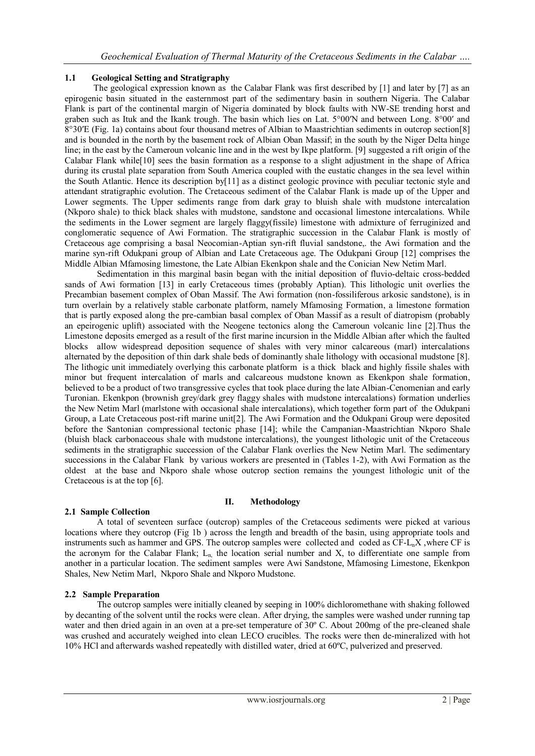### 1.1 Geological Setting and Stratigraphy

The geological expression known as the Calabar Flank was first described by [1] and later by [7] as an epirogenic basin situated in the easternmost part of the sedimentary basin in southern Nigeria. The Calabar Flank is part of the continental margin of Nigeria dominated by block faults with NW-SE trending horst and graben such as Ituk and the Ikank trough. The basin which lies on Lat. 5°00′N and between Long. 8°00′ and 8°30′E (Fig. 1a) contains about four thousand metres of Albian to Maastrichtian sediments in outcrop section[8] and is bounded in the north by the basement rock of Albian Oban Massif; in the south by the Niger Delta hinge line; in the east by the Cameroun volcanic line and in the west by Ikpe platform. [9] suggested a rift origin of the Calabar Flank while[10] sees the basin formation as a response to a slight adjustment in the shape of Africa during its crustal plate separation from South America coupled with the eustatic changes in the sea level within the South Atlantic. Hence its description by[11] as a distinct geologic province with peculiar tectonic style and attendant stratigraphic evolution. The Cretaceous sediment of the Calabar Flank is made up of the Upper and Lower segments. The Upper sediments range from dark gray to bluish shale with mudstone intercalation (Nkporo shale) to thick black shales with mudstone, sandstone and occasional limestone intercalations. While the sediments in the Lower segment are largely flaggy(fissile) limestone with admixture of ferruginized and conglomeratic sequence of Awi Formation. The stratigraphic succession in the Calabar Flank is mostly of Cretaceous age comprising a basal Neocomian-Aptian syn-rift fluvial sandstone,. the Awi formation and the marine syn-rift Odukpani group of Albian and Late Cretaceous age. The Odukpani Group [12] comprises the Middle Albian Mfamosing limestone, the Late Albian Ekenkpon shale and the Conician New Netim Marl.

Sedimentation in this marginal basin began with the initial deposition of fluvio-deltaic cross-bedded sands of Awi formation [13] in early Cretaceous times (probably Aptian). This lithologic unit overlies the Precambian basement complex of Oban Massif. The Awi formation (non-fossiliferous arkosic sandstone), is in turn overlain by a relatively stable carbonate platform, namely Mfamosing Formation, a limestone formation that is partly exposed along the pre-cambian basal complex of Oban Massif as a result of diatropism (probably an epeirogenic uplift) associated with the Neogene tectonics along the Cameroun volcanic line [2].Thus the Limestone deposits emerged as a result of the first marine incursion in the Middle Albian after which the faulted blocks allow widespread deposition sequence of shales with very minor calcareous (marl) intercalations alternated by the deposition of thin dark shale beds of dominantly shale lithology with occasional mudstone [8]. The lithogic unit immediately overlying this carbonate platform is a thick black and highly fissile shales with minor but frequent intercalation of marls and calcareous mudstone known as Ekenkpon shale formation, believed to be a product of two transgressive cycles that took place during the late Albian-Cenomenian and early Turonian. Ekenkpon (brownish grey/dark grey flaggy shales with mudstone intercalations) formation underlies the New Netim Marl (marlstone with occasional shale intercalations), which together form part of the Odukpani Group, a Late Cretaceous post-rift marine unit[2]. The Awi Formation and the Odukpani Group were deposited before the Santonian compressional tectonic phase [14]; while the Campanian-Maastrichtian Nkporo Shale (bluish black carbonaceous shale with mudstone intercalations), the youngest lithologic unit of the Cretaceous sediments in the stratigraphic succession of the Calabar Flank overlies the New Netim Marl. The sedimentary successions in the Calabar Flank by various workers are presented in (Tables 1-2), with Awi Formation as the oldest at the base and Nkporo shale whose outcrop section remains the youngest lithologic unit of the Cretaceous is at the top [6].

## II. Methodology

### 2.1 Sample Collection

A total of seventeen surface (outcrop) samples of the Cretaceous sediments were picked at various locations where they outcrop (Fig 1b ) across the length and breadth of the basin, using appropriate tools and instruments such as hammer and GPS. The outcrop samples were collected and coded as CF-$L_n$X ,where CF is the acronym for the Calabar Flank; $L_n$ the location serial number and X, to differentiate one sample from another in a particular location. The sediment samples were Awi Sandstone, Mfamosing Limestone, Ekenkpon Shales, New Netim Marl, Nkporo Shale and Nkporo Mudstone.

### 2.2 Sample Preparation

The outcrop samples were initially cleaned by seeping in 100% dichloromethane with shaking followed by decanting of the solvent until the rocks were clean. After drying, the samples were washed under running tap water and then dried again in an oven at a pre-set temperature of 30º C. About 200mg of the pre-cleaned shale was crushed and accurately weighed into clean LECO crucibles. The rocks were then de-mineralized with hot 10% HCl and afterwards washed repeatedly with distilled water, dried at 60ºC, pulverized and preserved.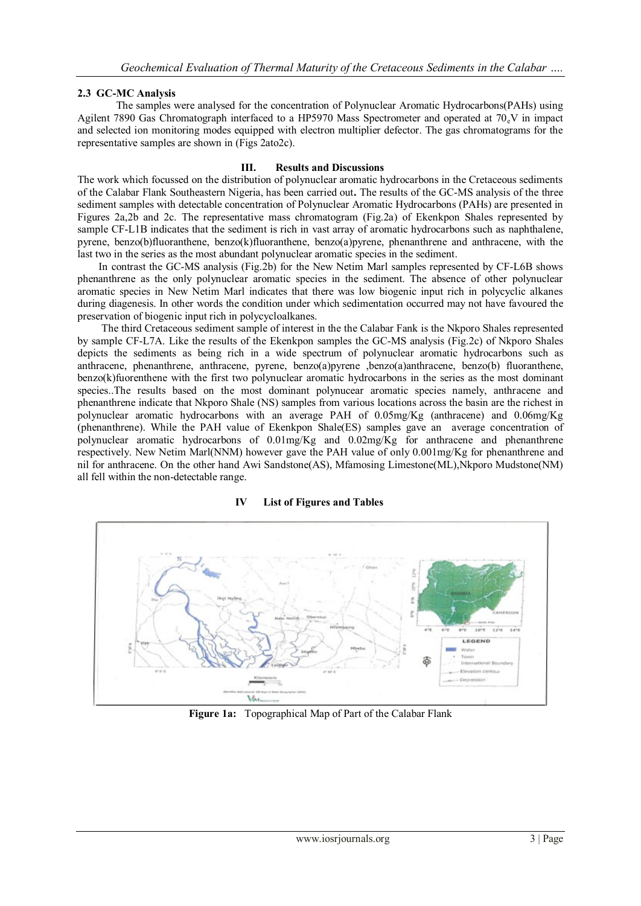### 2.3 GC-MC Analysis

The samples were analysed for the concentration of Polynuclear Aromatic Hydrocarbons(PAHs) using Agilent 7890 Gas Chromatograph interfaced to a HP5970 Mass Spectrometer and operated at $70_e$V in impact and selected ion monitoring modes equipped with electron multiplier defector. The gas chromatograms for the representative samples are shown in (Figs 2ato2c).

## III. Results and Discussions

The work which focussed on the distribution of polynuclear aromatic hydrocarbons in the Cretaceous sediments of the Calabar Flank Southeastern Nigeria, has been carried out**.** The results of the GC-MS analysis of the three sediment samples with detectable concentration of Polynuclear Aromatic Hydrocarbons (PAHs) are presented in Figures 2a,2b and 2c. The representative mass chromatogram (Fig.2a) of Ekenkpon Shales represented by sample CF-L1B indicates that the sediment is rich in vast array of aromatic hydrocarbons such as naphthalene, pyrene, benzo(b)fluoranthene, benzo(k)fluoranthene, benzo(a)pyrene, phenanthrene and anthracene, with the last two in the series as the most abundant polynuclear aromatic species in the sediment.

In contrast the GC-MS analysis (Fig.2b) for the New Netim Marl samples represented by CF-L6B shows phenanthrene as the only polynuclear aromatic species in the sediment. The absence of other polynuclear aromatic species in New Netim Marl indicates that there was low biogenic input rich in polycyclic alkanes during diagenesis. In other words the condition under which sedimentation occurred may not have favoured the preservation of biogenic input rich in polycycloalkanes.

The third Cretaceous sediment sample of interest in the the Calabar Fank is the Nkporo Shales represented by sample CF-L7A. Like the results of the Ekenkpon samples the GC-MS analysis (Fig.2c) of Nkporo Shales depicts the sediments as being rich in a wide spectrum of polynuclear aromatic hydrocarbons such as anthracene, phenanthrene, anthracene, pyrene, benzo(a)pyrene ,benzo(a)anthracene, benzo(b) fluoranthene, benzo(k)fuorenthene with the first two polynuclear aromatic hydrocarbons in the series as the most dominant species..The results based on the most dominant polynucear aromatic species namely, anthracene and phenanthrene indicate that Nkporo Shale (NS) samples from various locations across the basin are the richest in polynuclear aromatic hydrocarbons with an average PAH of 0.05mg/Kg (anthracene) and 0.06mg/Kg (phenanthrene). While the PAH value of Ekenkpon Shale(ES) samples gave an average concentration of polynuclear aromatic hydrocarbons of 0.01mg/Kg and 0.02mg/Kg for anthracene and phenanthrene respectively. New Netim Marl(NNM) however gave the PAH value of only 0.001mg/Kg for phenanthrene and nil for anthracene. On the other hand Awi Sandstone(AS), Mfamosing Limestone(ML),Nkporo Mudstone(NM) all fell within the non-detectable range.

## IV List of Figures and Tables

**Figure 1a:** Topographical Map of Part of the Calabar Flank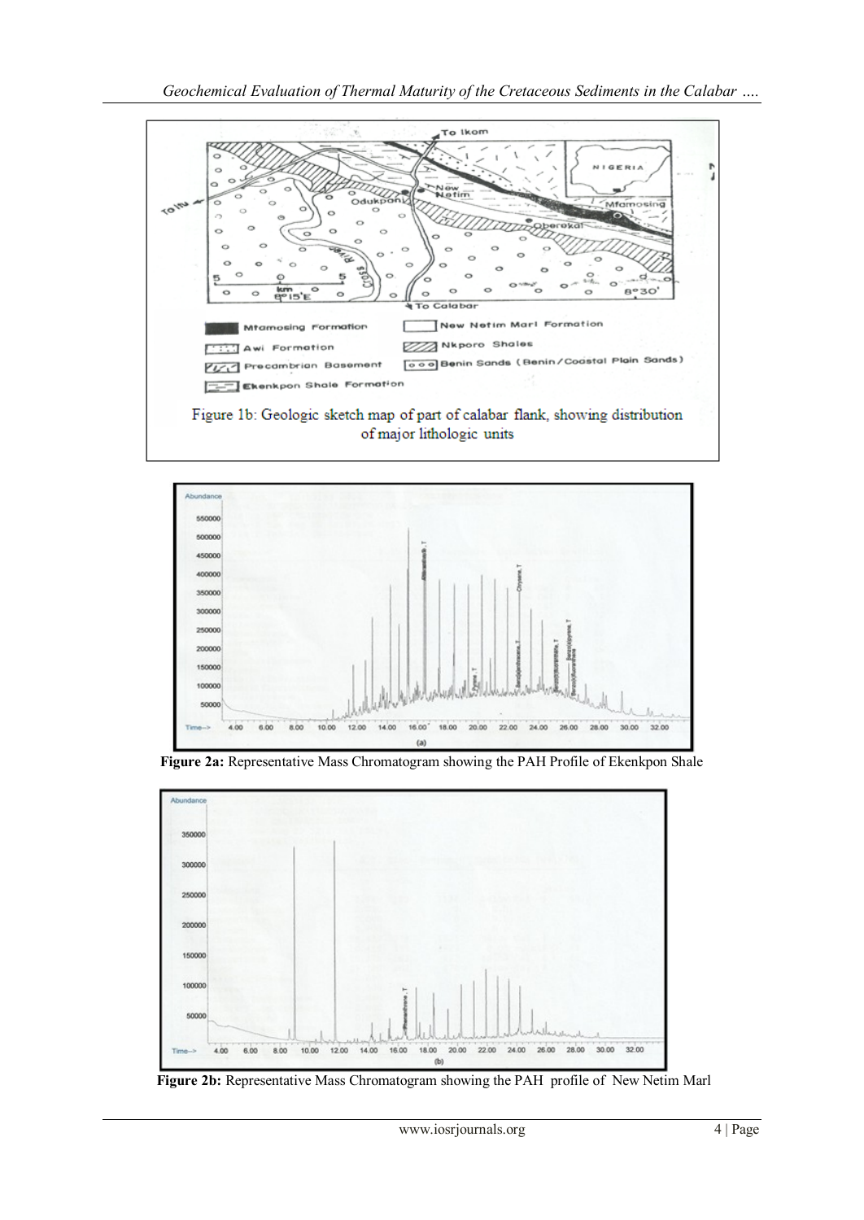Figure 1b: Geologic sketch map of part of calabar flank, showing distribution of major lithologic units

**Figure 2a:** Representative Mass Chromatogram showing the PAH Profile of Ekenkpon Shale

**Figure 2b:** Representative Mass Chromatogram showing the PAH profile of New Netim Marl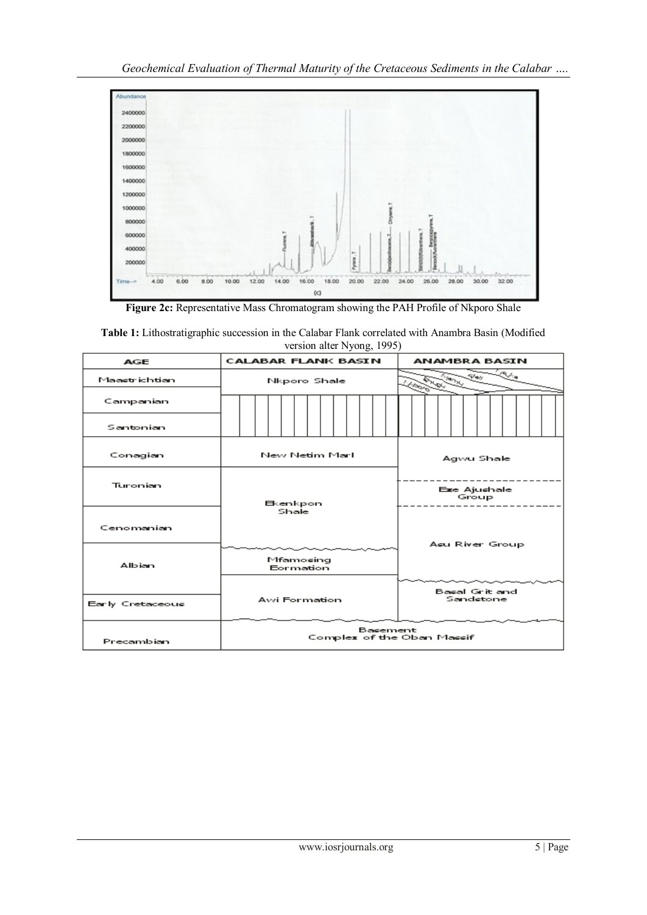**Figure 2c:** Representative Mass Chromatogram showing the PAH Profile of Nkporo Shale

**Table 1:** Lithostratigraphic succession in the Calabar Flank correlated with Anambra Basin (Modified version alter Nyong, 1995)

| AGE | CALABAR FLANK BASIN | ANAMBRA BASIN |
|---|---|---|
| Maastrichtian | Nkporo Shale | Nkporo, Enugu, Mamu, Ajali, Nsukka |
| Campanian | | |
| Santonian | | |
| Conagian | New Netim Marl | Agwu Shale |
| Turonian | Ekenkpon Shale | Eze Ajushale Group |
| Cenomanian | | Asu River Group |
| Albian | Mfamosing Formation | |
| Early Cretaceous | Awi Formation | Basal Grit and Sandstone |
| Precambian | Basement Complex of the Oban Massif | |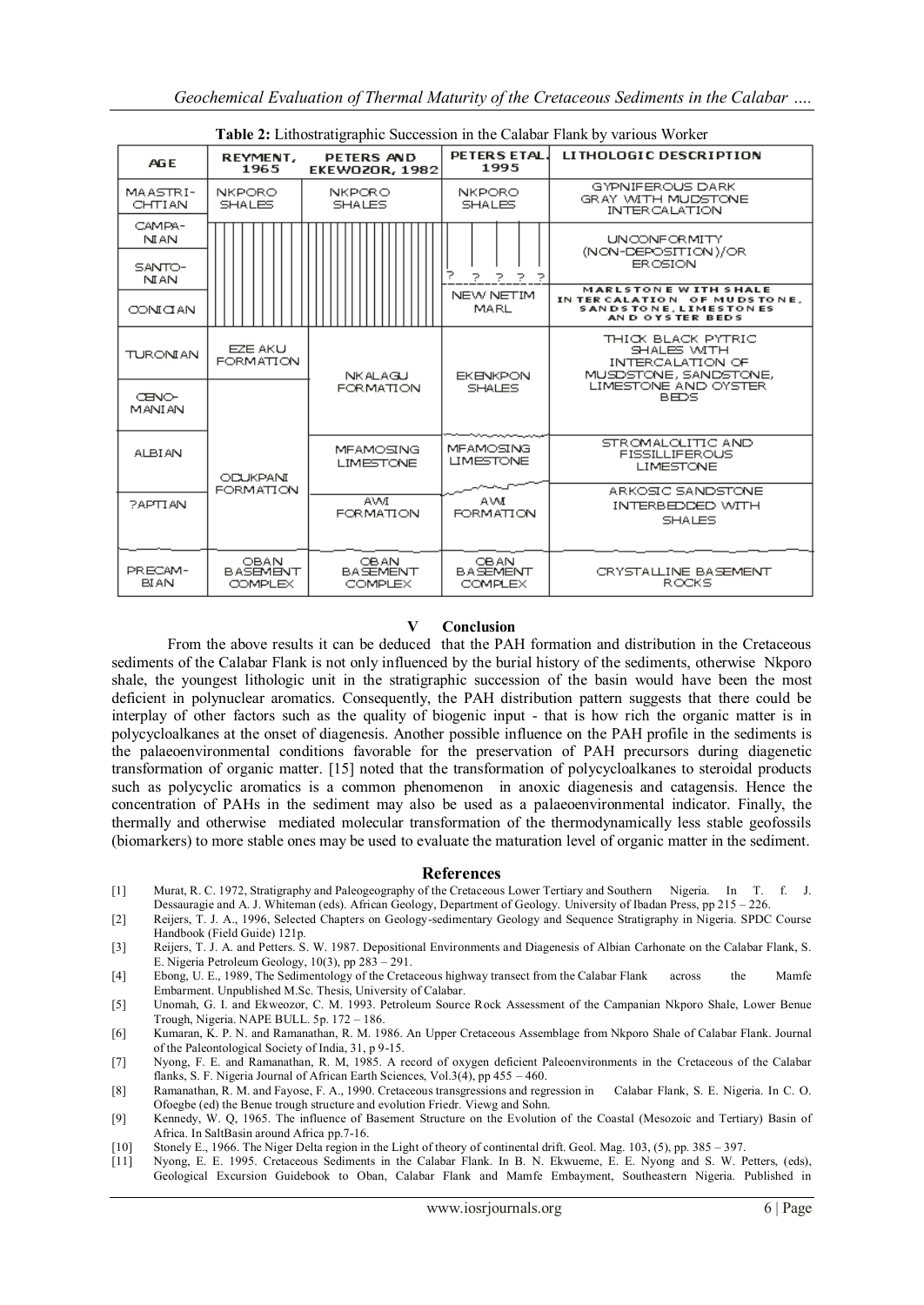**Table 2:** Lithostratigraphic Succession in the Calabar Flank by various Worker

| AGE | REYMENT, 1965 | PETERS AND EKEWOZOR, 1982 | PETERS ETAL. 1995 | LITHOLOGIC DESCRIPTION |
|---|---|---|---|---|
| MAASTRI-CHTIAN | NKPORO SHALES | NKPORO SHALES | NKPORO SHALES | GYPNIFEROUS DARK GRAY WITH MUDSTONE INTERCALATION |
| CAMPA-NIAN | | | | UNCONFORMITY (NON-DEPOSITION)/OR EROSION |
| SANTO-NIAN | | | ? ? ? ? ? | |
| CONICIAN | | | NEW NETIM MARL | MARLSTONE WITH SHALE INTERCALATION OF MUDSTONE, SANDSTONE, LIMESTONES AND OYSTER BEDS |
| TURONIAN | EZE AKU FORMATION | NKALAGU FORMATION | EKENKPON SHALES | THICK BLACK PYTRIC SHALES WITH INTERCALATION OF MUSDSTONE, SANDSTONE, LIMESTONE AND OYSTER BEDS |
| CENO-MANIAN | ODUKPANI FORMATION | | | |
| ALBIAN | | MFAMOSING LIMESTONE | MFAMOSING LIMESTONE | STROMALOLITIC AND FISSILLIFEROUS LIMESTONE |
| ?APTIAN | | AWI FORMATION | AWI FORMATION | ARKOSIC SANDSTONE INTERBEDDED WITH SHALES |
| PRECAM-BIAN | OBAN BASEMENT COMPLEX | OBAN BASEMENT COMPLEX | OBAN BASEMENT COMPLEX | CRYSTALLINE BASEMENT ROCKS |

## V Conclusion

From the above results it can be deduced that the PAH formation and distribution in the Cretaceous sediments of the Calabar Flank is not only influenced by the burial history of the sediments, otherwise Nkporo shale, the youngest lithologic unit in the stratigraphic succession of the basin would have been the most deficient in polynuclear aromatics. Consequently, the PAH distribution pattern suggests that there could be interplay of other factors such as the quality of biogenic input - that is how rich the organic matter is in polycycloalkanes at the onset of diagenesis. Another possible influence on the PAH profile in the sediments is the palaeoenvironmental conditions favorable for the preservation of PAH precursors during diagenetic transformation of organic matter. [15] noted that the transformation of polycycloalkanes to steroidal products such as polycyclic aromatics is a common phenomenon in anoxic diagenesis and catagensis. Hence the concentration of PAHs in the sediment may also be used as a palaeoenvironmental indicator. Finally, the thermally and otherwise mediated molecular transformation of the thermodynamically less stable geofossils (biomarkers) to more stable ones may be used to evaluate the maturation level of organic matter in the sediment.

## References

[1] Murat, R. C. 1972, Stratigraphy and Paleogeography of the Cretaceous Lower Tertiary and Southern Nigeria. In T. f. J. Dessauragie and A. J. Whiteman (eds). African Geology, Department of Geology. University of Ibadan Press, pp 215 – 226.

[2] Reijers, T. J. A., 1996, Selected Chapters on Geology-sedimentary Geology and Sequence Stratigraphy in Nigeria. SPDC Course Handbook (Field Guide) 121p.

[3] Reijers, T. J. A. and Petters. S. W. 1987. Depositional Environments and Diagenesis of Albian Carhonate on the Calabar Flank, S. E. Nigeria Petroleum Geology, 10(3), pp 283 – 291.

[4] Ebong, U. E., 1989, The Sedimentology of the Cretaceous highway transect from the Calabar Flank across the Mamfe Embarment. Unpublished M.Sc. Thesis, University of Calabar.

[5] Unomah, G. I. and Ekweozor, C. M. 1993. Petroleum Source Rock Assessment of the Campanian Nkporo Shale, Lower Benue Trough, Nigeria. NAPE BULL. 5p. 172 – 186.

[6] Kumaran, K. P. N. and Ramanathan, R. M. 1986. An Upper Cretaceous Assemblage from Nkporo Shale of Calabar Flank. Journal of the Paleontological Society of India, 31, p 9-15.

[7] Nyong, F. E. and Ramanathan, R. M, 1985. A record of oxygen deficient Paleoenvironments in the Cretaceous of the Calabar flanks, S. F. Nigeria Journal of African Earth Sciences, Vol.3(4), pp 455 – 460.

[8] Ramanathan, R. M. and Fayose, F. A., 1990. Cretaceous transgressions and regression in Calabar Flank, S. E. Nigeria. In C. O. Ofoegbe (ed) the Benue trough structure and evolution Friedr. Viewg and Sohn.

[9] Kennedy, W. Q, 1965. The influence of Basement Structure on the Evolution of the Coastal (Mesozoic and Tertiary) Basin of Africa. In SaltBasin around Africa pp.7-16.

[10] Stonely E., 1966. The Niger Delta region in the Light of theory of continental drift. Geol. Mag. 103, (5), pp. 385 – 397.

[11] Nyong, E. E. 1995. Cretaceous Sediments in the Calabar Flank. In B. N. Ekwueme, E. E. Nyong and S. W. Petters, (eds), Geological Excursion Guidebook to Oban, Calabar Flank and Mamfe Embayment, Southeastern Nigeria. Published in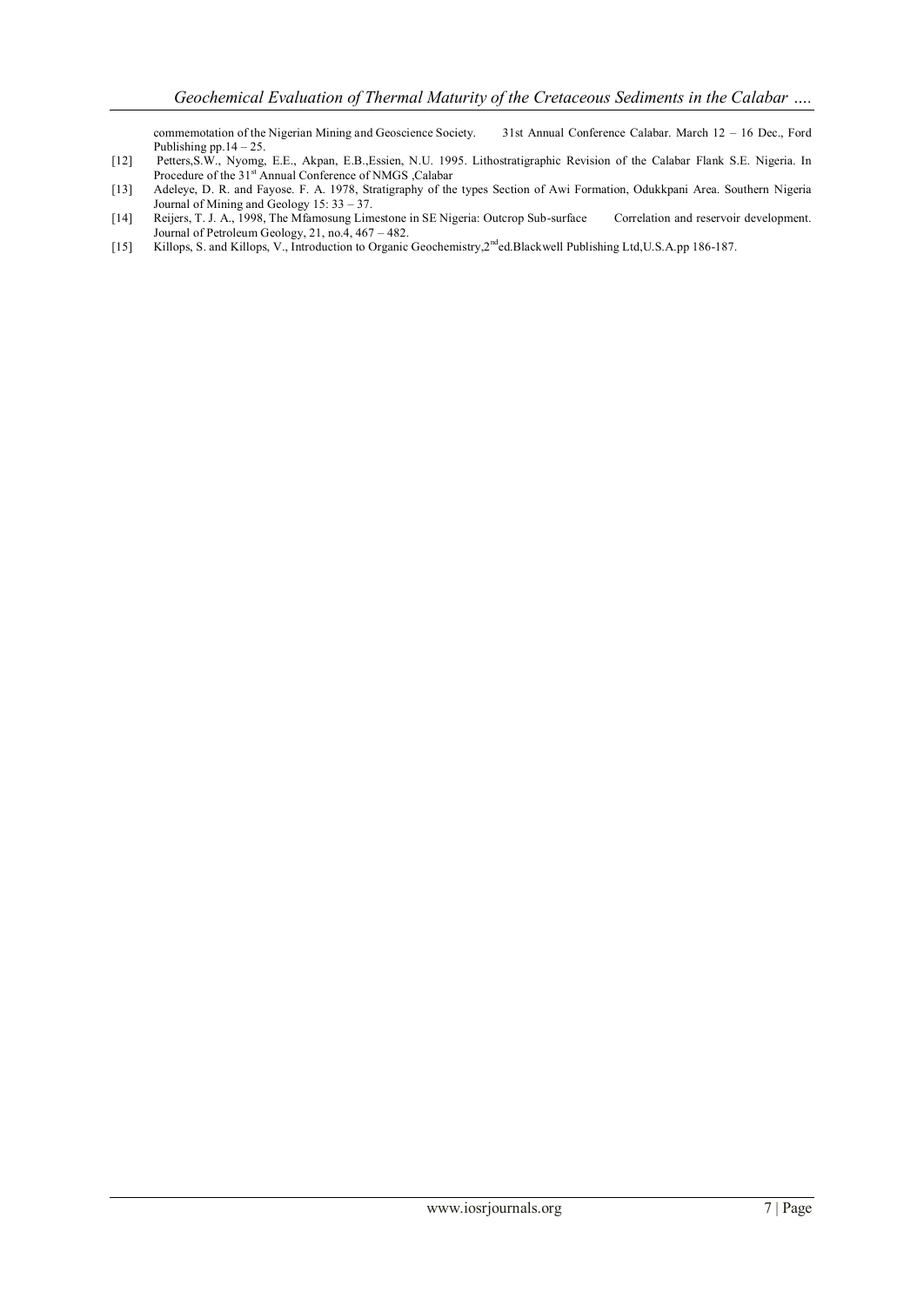commemotation of the Nigerian Mining and Geoscience Society. 31st Annual Conference Calabar. March 12 – 16 Dec., Ford Publishing pp.14 – 25.

[12] Petters,S.W., Nyomg, E.E., Akpan, E.B.,Essien, N.U. 1995. Lithostratigraphic Revision of the Calabar Flank S.E. Nigeria. In Procedure of the 31st Annual Conference of NMGS ,Calabar

[13] Adeleye, D. R. and Fayose. F. A. 1978, Stratigraphy of the types Section of Awi Formation, Odukkpani Area. Southern Nigeria Journal of Mining and Geology 15: 33 – 37.

[14] Reijers, T. J. A., 1998, The Mfamosung Limestone in SE Nigeria: Outcrop Sub-surface Correlation and reservoir development. Journal of Petroleum Geology, 21, no.4, 467 – 482.

[15] Killops, S. and Killops, V., Introduction to Organic Geochemistry,2nd ed.Blackwell Publishing Ltd,U.S.A.pp 186-187.